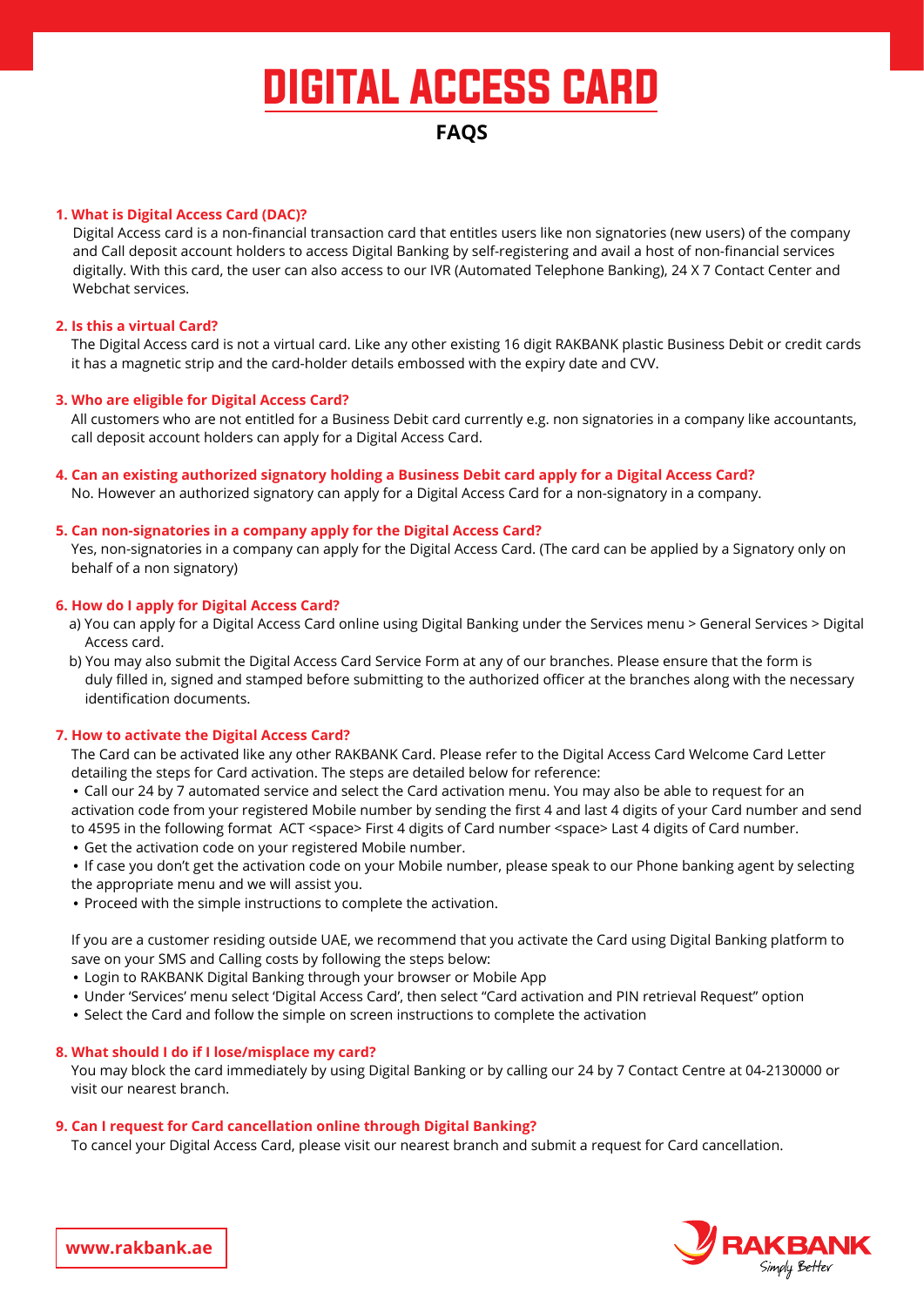# DIGITAL ACCESS CARD

## FAQS

**1. What is Digital Access Card (DAC)?**

Digital Access card is a non-financial transaction card that entitles users like non signatories (new users) of the company and Call deposit account holders to access Digital Banking by self-registering and avail a host of non-financial services digitally. With this card, the user can also access to our IVR (Automated Telephone Banking), 24 X 7 Contact Center and Webchat services.

**2. Is this a virtual Card?**

The Digital Access card is not a virtual card. Like any other existing 16 digit RAKBANK plastic Business Debit or credit cards it has a magnetic strip and the card-holder details embossed with the expiry date and CVV.

**3. Who are eligible for Digital Access Card?**

All customers who are not entitled for a Business Debit card currently e.g. non signatories in a company like accountants, call deposit account holders can apply for a Digital Access Card.

**4. Can an existing authorized signatory holding a Business Debit card apply for a Digital Access Card?**

No. However an authorized signatory can apply for a Digital Access Card for a non-signatory in a company.

**5. Can non-signatories in a company apply for the Digital Access Card?**

Yes, non-signatories in a company can apply for the Digital Access Card. (The card can be applied by a Signatory only on behalf of a non signatory)

**6. How do I apply for Digital Access Card?**

a) You can apply for a Digital Access Card online using Digital Banking under the Services menu > General Services > Digital Access card.

b) You may also submit the Digital Access Card Service Form at any of our branches. Please ensure that the form is duly filled in, signed and stamped before submitting to the authorized officer at the branches along with the necessary identification documents.

**7. How to activate the Digital Access Card?**

The Card can be activated like any other RAKBANK Card. Please refer to the Digital Access Card Welcome Card Letter detailing the steps for Card activation. The steps are detailed below for reference:

- Call our 24 by 7 automated service and select the Card activation menu. You may also be able to request for an activation code from your registered Mobile number by sending the first 4 and last 4 digits of your Card number and send to 4595 in the following format ACT <space> First 4 digits of Card number <space> Last 4 digits of Card number.
- Get the activation code on your registered Mobile number.
- If case you don't get the activation code on your Mobile number, please speak to our Phone banking agent by selecting the appropriate menu and we will assist you.
- Proceed with the simple instructions to complete the activation.

If you are a customer residing outside UAE, we recommend that you activate the Card using Digital Banking platform to save on your SMS and Calling costs by following the steps below:

- Login to RAKBANK Digital Banking through your browser or Mobile App
- Under 'Services' menu select 'Digital Access Card', then select "Card activation and PIN retrieval Request" option
- Select the Card and follow the simple on screen instructions to complete the activation

**8. What should I do if I lose/misplace my card?**

You may block the card immediately by using Digital Banking or by calling our 24 by 7 Contact Centre at 04-2130000 or visit our nearest branch.

**9. Can I request for Card cancellation online through Digital Banking?**

To cancel your Digital Access Card, please visit our nearest branch and submit a request for Card cancellation.

www.rakbank.ae

RAKBANK Simply Better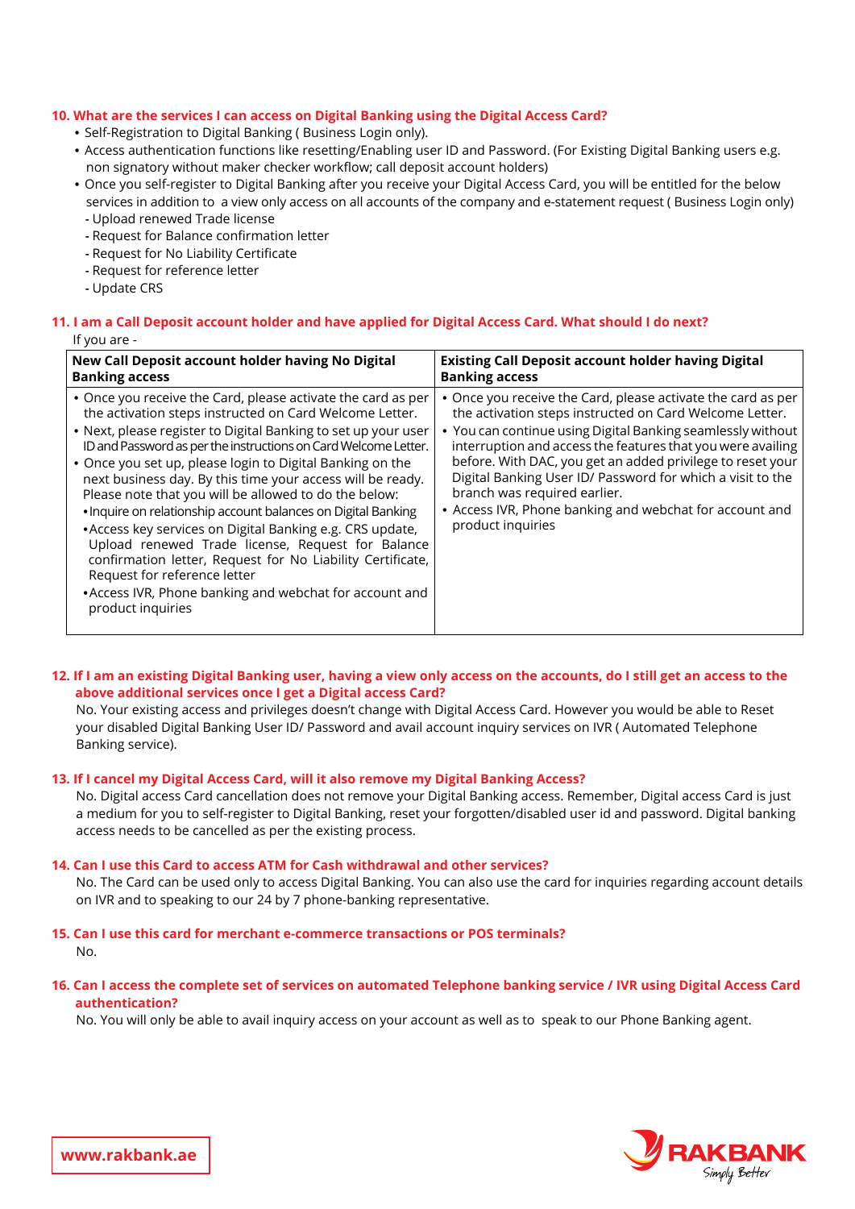**10. What are the services I can access on Digital Banking using the Digital Access Card?**

- Self-Registration to Digital Banking ( Business Login only).
- Access authentication functions like resetting/Enabling user ID and Password. (For Existing Digital Banking users e.g. non signatory without maker checker workflow; call deposit account holders)
- Once you self-register to Digital Banking after you receive your Digital Access Card, you will be entitled for the below services in addition to a view only access on all accounts of the company and e-statement request ( Business Login only)
  - Upload renewed Trade license
  - Request for Balance confirmation letter
  - Request for No Liability Certificate
  - Request for reference letter
  - Update CRS

**11. I am a Call Deposit account holder and have applied for Digital Access Card. What should I do next?**

If you are -

| New Call Deposit account holder having No Digital Banking access | Existing Call Deposit account holder having Digital Banking access |
|---|---|
| • Once you receive the Card, please activate the card as per the activation steps instructed on Card Welcome Letter.<br>• Next, please register to Digital Banking to set up your user ID and Password as per the instructions on Card Welcome Letter.<br>• Once you set up, please login to Digital Banking on the next business day. By this time your access will be ready. Please note that you will be allowed to do the below:<br>• Inquire on relationship account balances on Digital Banking<br>• Access key services on Digital Banking e.g. CRS update, Upload renewed Trade license, Request for Balance confirmation letter, Request for No Liability Certificate, Request for reference letter<br>• Access IVR, Phone banking and webchat for account and product inquiries | • Once you receive the Card, please activate the card as per the activation steps instructed on Card Welcome Letter.<br>• You can continue using Digital Banking seamlessly without interruption and access the features that you were availing before. With DAC, you get an added privilege to reset your Digital Banking User ID/ Password for which a visit to the branch was required earlier.<br>• Access IVR, Phone banking and webchat for account and product inquiries |

**12. If I am an existing Digital Banking user, having a view only access on the accounts, do I still get an access to the above additional services once I get a Digital access Card?**

No. Your existing access and privileges doesn't change with Digital Access Card. However you would be able to Reset your disabled Digital Banking User ID/ Password and avail account inquiry services on IVR ( Automated Telephone Banking service).

**13. If I cancel my Digital Access Card, will it also remove my Digital Banking Access?**

No. Digital access Card cancellation does not remove your Digital Banking access. Remember, Digital access Card is just a medium for you to self-register to Digital Banking, reset your forgotten/disabled user id and password. Digital banking access needs to be cancelled as per the existing process.

**14. Can I use this Card to access ATM for Cash withdrawal and other services?**

No. The Card can be used only to access Digital Banking. You can also use the card for inquiries regarding account details on IVR and to speaking to our 24 by 7 phone-banking representative.

**15. Can I use this card for merchant e-commerce transactions or POS terminals?**

No.

**16. Can I access the complete set of services on automated Telephone banking service / IVR using Digital Access Card authentication?**

No. You will only be able to avail inquiry access on your account as well as to speak to our Phone Banking agent.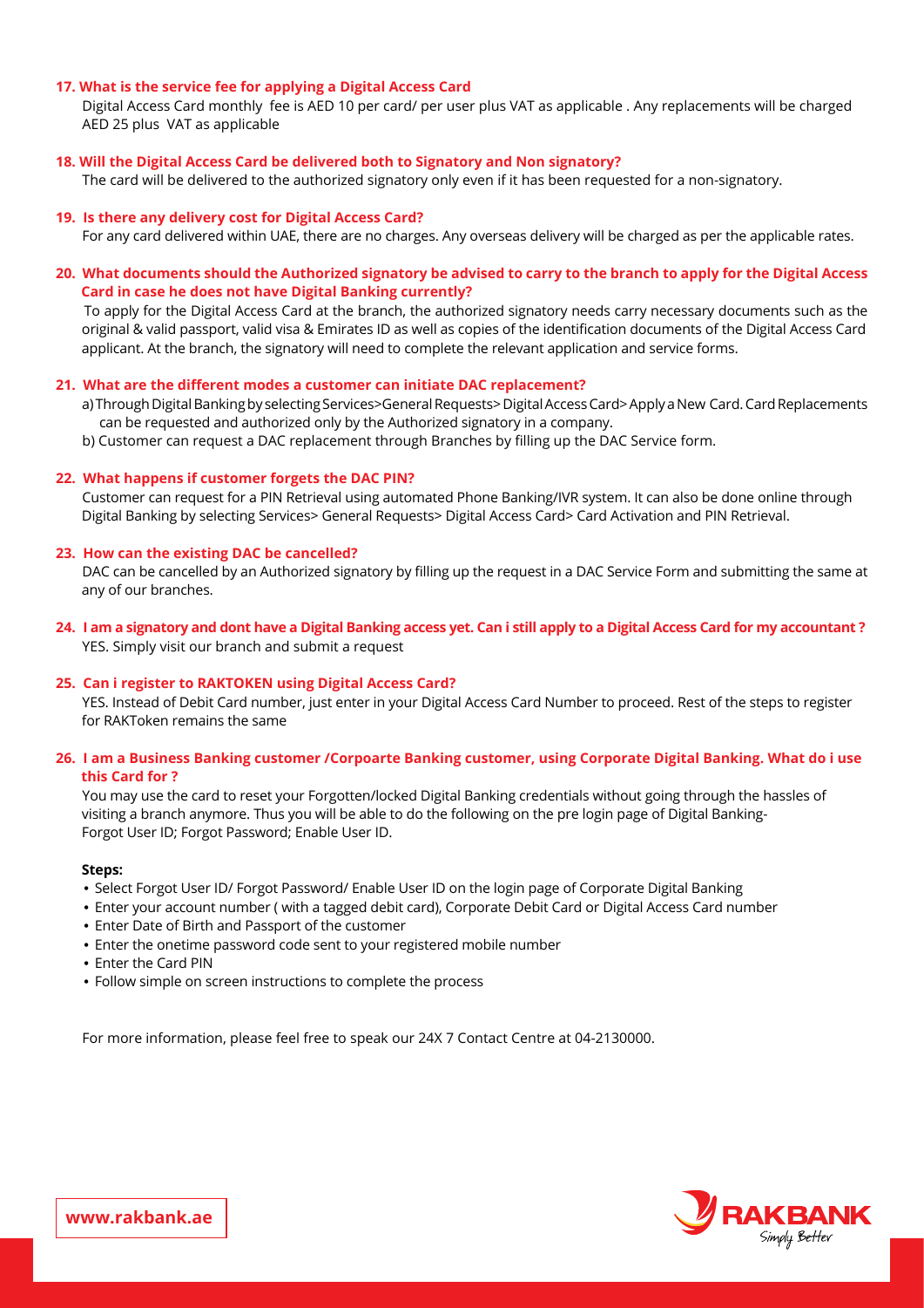**17. What is the service fee for applying a Digital Access Card**

Digital Access Card monthly fee is AED 10 per card/ per user plus VAT as applicable . Any replacements will be charged AED 25 plus VAT as applicable

**18. Will the Digital Access Card be delivered both to Signatory and Non signatory?**

The card will be delivered to the authorized signatory only even if it has been requested for a non-signatory.

**19. Is there any delivery cost for Digital Access Card?**

For any card delivered within UAE, there are no charges. Any overseas delivery will be charged as per the applicable rates.

**20. What documents should the Authorized signatory be advised to carry to the branch to apply for the Digital Access Card in case he does not have Digital Banking currently?**

To apply for the Digital Access Card at the branch, the authorized signatory needs carry necessary documents such as the original & valid passport, valid visa & Emirates ID as well as copies of the identification documents of the Digital Access Card applicant. At the branch, the signatory will need to complete the relevant application and service forms.

**21. What are the different modes a customer can initiate DAC replacement?**

a) Through Digital Banking by selecting Services>General Requests> Digital Access Card> Apply a New Card. Card Replacements can be requested and authorized only by the Authorized signatory in a company.

b) Customer can request a DAC replacement through Branches by filling up the DAC Service form.

**22. What happens if customer forgets the DAC PIN?**

Customer can request for a PIN Retrieval using automated Phone Banking/IVR system. It can also be done online through Digital Banking by selecting Services> General Requests> Digital Access Card> Card Activation and PIN Retrieval.

**23. How can the existing DAC be cancelled?**

DAC can be cancelled by an Authorized signatory by filling up the request in a DAC Service Form and submitting the same at any of our branches.

**24. I am a signatory and dont have a Digital Banking access yet. Can i still apply to a Digital Access Card for my accountant ?**

YES. Simply visit our branch and submit a request

**25. Can i register to RAKTOKEN using Digital Access Card?**

YES. Instead of Debit Card number, just enter in your Digital Access Card Number to proceed. Rest of the steps to register for RAKToken remains the same

**26. I am a Business Banking customer /Corpoarte Banking customer, using Corporate Digital Banking. What do i use this Card for ?**

You may use the card to reset your Forgotten/locked Digital Banking credentials without going through the hassles of visiting a branch anymore. Thus you will be able to do the following on the pre login page of Digital Banking-
Forgot User ID; Forgot Password; Enable User ID.

**Steps:**

- Select Forgot User ID/ Forgot Password/ Enable User ID on the login page of Corporate Digital Banking
- Enter your account number ( with a tagged debit card), Corporate Debit Card or Digital Access Card number
- Enter Date of Birth and Passport of the customer
- Enter the onetime password code sent to your registered mobile number
- Enter the Card PIN
- Follow simple on screen instructions to complete the process

For more information, please feel free to speak our 24X 7 Contact Centre at 04-2130000.

www.rakbank.ae

RAKBANK Simply Better